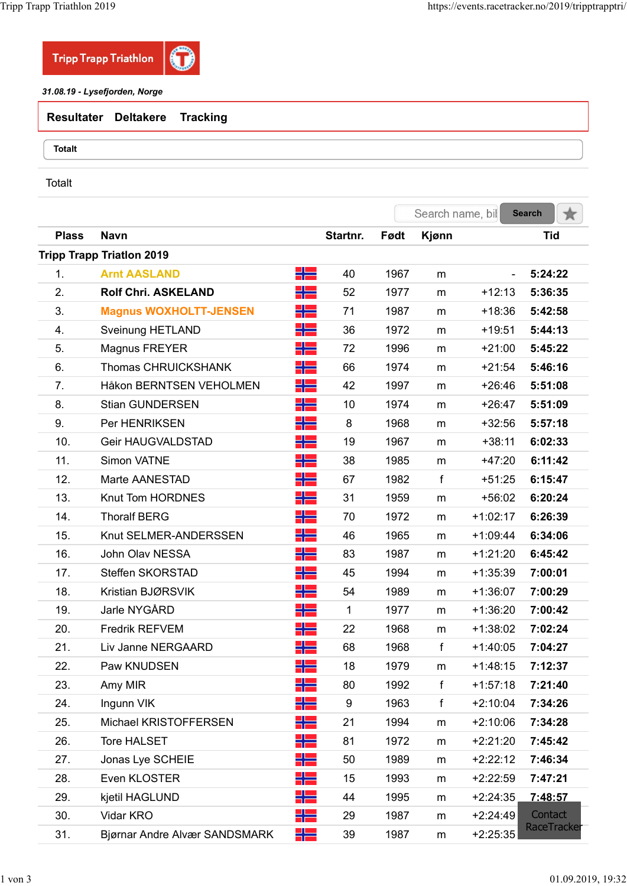**Tripp Trapp Triathlon**

*31.08.19 - Lysefjorden, Norge*

Resultater Deltakere Tracking

Totalt

Totalt

Search name, bil Search

| Plass | Navn | | Startnr. | Født | Kjønn | | Tid |
|---|---|---|---|---|---|---|---|
| **Tripp Trapp Triatlon 2019** | | | | | | | |
| 1. | **Arnt AASLAND** | | 40 | 1967 | m | - | **5:24:22** |
| 2. | **Rolf Chri. ASKELAND** | | 52 | 1977 | m | +12:13 | **5:36:35** |
| 3. | **Magnus WOXHOLTT-JENSEN** | | 71 | 1987 | m | +18:36 | **5:42:58** |
| 4. | Sveinung HETLAND | | 36 | 1972 | m | +19:51 | **5:44:13** |
| 5. | Magnus FREYER | | 72 | 1996 | m | +21:00 | **5:45:22** |
| 6. | Thomas CHRUICKSHANK | | 66 | 1974 | m | +21:54 | **5:46:16** |
| 7. | Håkon BERNTSEN VEHOLMEN | | 42 | 1997 | m | +26:46 | **5:51:08** |
| 8. | Stian GUNDERSEN | | 10 | 1974 | m | +26:47 | **5:51:09** |
| 9. | Per HENRIKSEN | | 8 | 1968 | m | +32:56 | **5:57:18** |
| 10. | Geir HAUGVALDSTAD | | 19 | 1967 | m | +38:11 | **6:02:33** |
| 11. | Simon VATNE | | 38 | 1985 | m | +47:20 | **6:11:42** |
| 12. | Marte AANESTAD | | 67 | 1982 | f | +51:25 | **6:15:47** |
| 13. | Knut Tom HORDNES | | 31 | 1959 | m | +56:02 | **6:20:24** |
| 14. | Thoralf BERG | | 70 | 1972 | m | +1:02:17 | **6:26:39** |
| 15. | Knut SELMER-ANDERSSEN | | 46 | 1965 | m | +1:09:44 | **6:34:06** |
| 16. | John Olav NESSA | | 83 | 1987 | m | +1:21:20 | **6:45:42** |
| 17. | Steffen SKORSTAD | | 45 | 1994 | m | +1:35:39 | **7:00:01** |
| 18. | Kristian BJØRSVIK | | 54 | 1989 | m | +1:36:07 | **7:00:29** |
| 19. | Jarle NYGÅRD | | 1 | 1977 | m | +1:36:20 | **7:00:42** |
| 20. | Fredrik REFVEM | | 22 | 1968 | m | +1:38:02 | **7:02:24** |
| 21. | Liv Janne NERGAARD | | 68 | 1968 | f | +1:40:05 | **7:04:27** |
| 22. | Paw KNUDSEN | | 18 | 1979 | m | +1:48:15 | **7:12:37** |
| 23. | Amy MIR | | 80 | 1992 | f | +1:57:18 | **7:21:40** |
| 24. | Ingunn VIK | | 9 | 1963 | f | +2:10:04 | **7:34:26** |
| 25. | Michael KRISTOFFERSEN | | 21 | 1994 | m | +2:10:06 | **7:34:28** |
| 26. | Tore HALSET | | 81 | 1972 | m | +2:21:20 | **7:45:42** |
| 27. | Jonas Lye SCHEIE | | 50 | 1989 | m | +2:22:12 | **7:46:34** |
| 28. | Even KLOSTER | | 15 | 1993 | m | +2:22:59 | **7:47:21** |
| 29. | kjetil HAGLUND | | 44 | 1995 | m | +2:24:35 | **7:48:57** |
| 30. | Vidar KRO | | 29 | 1987 | m | +2:24:49 | |
| 31. | Bjørnar Andre Alvær SANDSMARK | | 39 | 1987 | m | +2:25:35 | |

Contact RaceTracker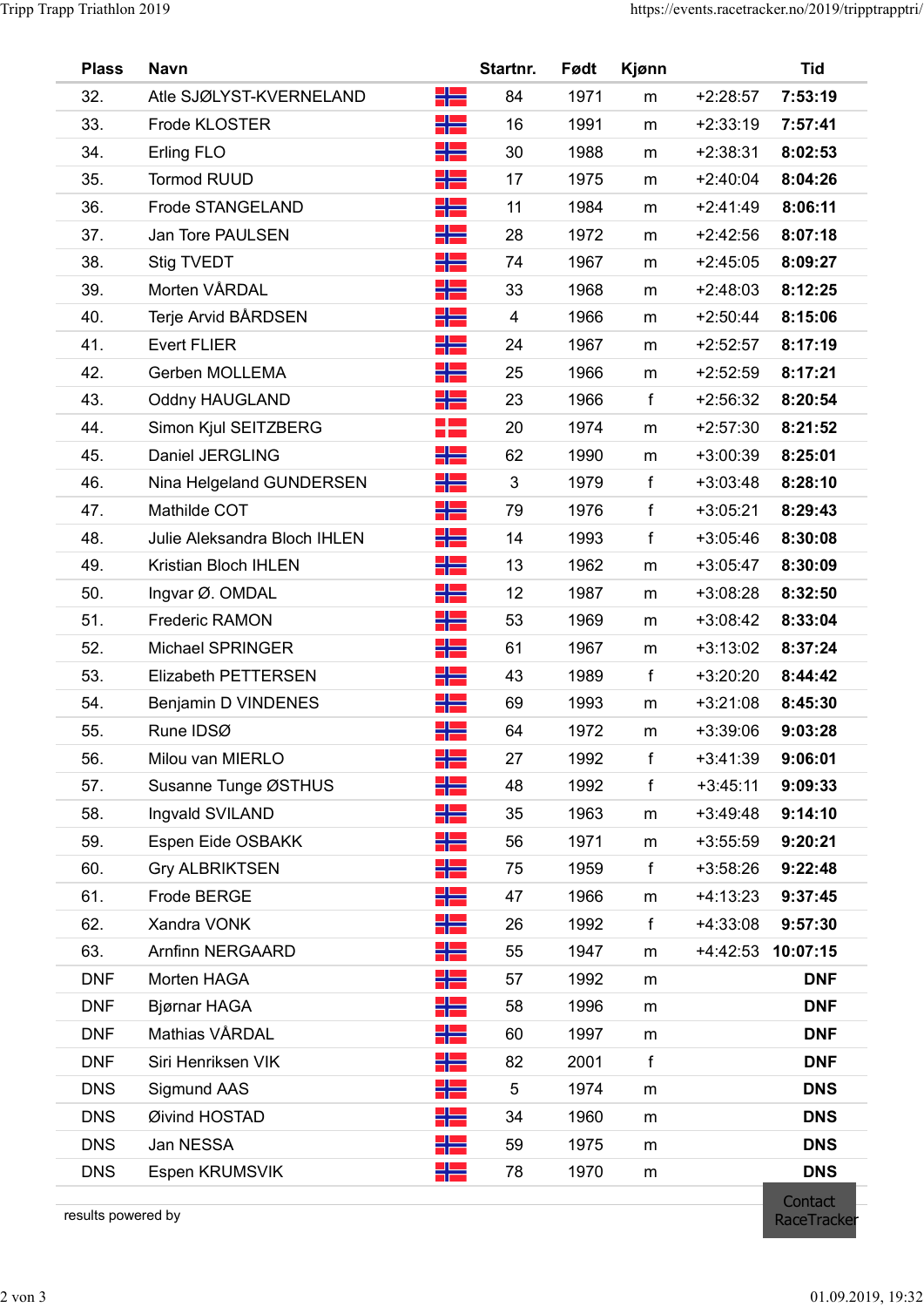| Plass | Navn | | Startnr. | Født | Kjønn | | Tid |
|---|---|---|---|---|---|---|---|
| 32. | Atle SJØLYST-KVERNELAND | | 84 | 1971 | m | +2:28:57 | **7:53:19** |
| 33. | Frode KLOSTER | | 16 | 1991 | m | +2:33:19 | **7:57:41** |
| 34. | Erling FLO | | 30 | 1988 | m | +2:38:31 | **8:02:53** |
| 35. | Tormod RUUD | | 17 | 1975 | m | +2:40:04 | **8:04:26** |
| 36. | Frode STANGELAND | | 11 | 1984 | m | +2:41:49 | **8:06:11** |
| 37. | Jan Tore PAULSEN | | 28 | 1972 | m | +2:42:56 | **8:07:18** |
| 38. | Stig TVEDT | | 74 | 1967 | m | +2:45:05 | **8:09:27** |
| 39. | Morten VÅRDAL | | 33 | 1968 | m | +2:48:03 | **8:12:25** |
| 40. | Terje Arvid BÅRDSEN | | 4 | 1966 | m | +2:50:44 | **8:15:06** |
| 41. | Evert FLIER | | 24 | 1967 | m | +2:52:57 | **8:17:19** |
| 42. | Gerben MOLLEMA | | 25 | 1966 | m | +2:52:59 | **8:17:21** |
| 43. | Oddny HAUGLAND | | 23 | 1966 | f | +2:56:32 | **8:20:54** |
| 44. | Simon Kjul SEITZBERG | | 20 | 1974 | m | +2:57:30 | **8:21:52** |
| 45. | Daniel JERGLING | | 62 | 1990 | m | +3:00:39 | **8:25:01** |
| 46. | Nina Helgeland GUNDERSEN | | 3 | 1979 | f | +3:03:48 | **8:28:10** |
| 47. | Mathilde COT | | 79 | 1976 | f | +3:05:21 | **8:29:43** |
| 48. | Julie Aleksandra Bloch IHLEN | | 14 | 1993 | f | +3:05:46 | **8:30:08** |
| 49. | Kristian Bloch IHLEN | | 13 | 1962 | m | +3:05:47 | **8:30:09** |
| 50. | Ingvar Ø. OMDAL | | 12 | 1987 | m | +3:08:28 | **8:32:50** |
| 51. | Frederic RAMON | | 53 | 1969 | m | +3:08:42 | **8:33:04** |
| 52. | Michael SPRINGER | | 61 | 1967 | m | +3:13:02 | **8:37:24** |
| 53. | Elizabeth PETTERSEN | | 43 | 1989 | f | +3:20:20 | **8:44:42** |
| 54. | Benjamin D VINDENES | | 69 | 1993 | m | +3:21:08 | **8:45:30** |
| 55. | Rune IDSØ | | 64 | 1972 | m | +3:39:06 | **9:03:28** |
| 56. | Milou van MIERLO | | 27 | 1992 | f | +3:41:39 | **9:06:01** |
| 57. | Susanne Tunge ØSTHUS | | 48 | 1992 | f | +3:45:11 | **9:09:33** |
| 58. | Ingvald SVILAND | | 35 | 1963 | m | +3:49:48 | **9:14:10** |
| 59. | Espen Eide OSBAKK | | 56 | 1971 | m | +3:55:59 | **9:20:21** |
| 60. | Gry ALBRIKTSEN | | 75 | 1959 | f | +3:58:26 | **9:22:48** |
| 61. | Frode BERGE | | 47 | 1966 | m | +4:13:23 | **9:37:45** |
| 62. | Xandra VONK | | 26 | 1992 | f | +4:33:08 | **9:57:30** |
| 63. | Arnfinn NERGAARD | | 55 | 1947 | m | +4:42:53 | **10:07:15** |
| DNF | Morten HAGA | | 57 | 1992 | m | | **DNF** |
| DNF | Bjørnar HAGA | | 58 | 1996 | m | | **DNF** |
| DNF | Mathias VÅRDAL | | 60 | 1997 | m | | **DNF** |
| DNF | Siri Henriksen VIK | | 82 | 2001 | f | | **DNF** |
| DNS | Sigmund AAS | | 5 | 1974 | m | | **DNS** |
| DNS | Øivind HOSTAD | | 34 | 1960 | m | | **DNS** |
| DNS | Jan NESSA | | 59 | 1975 | m | | **DNS** |
| DNS | Espen KRUMSVIK | | 78 | 1970 | m | | **DNS** |

results powered by

Contact RaceTracker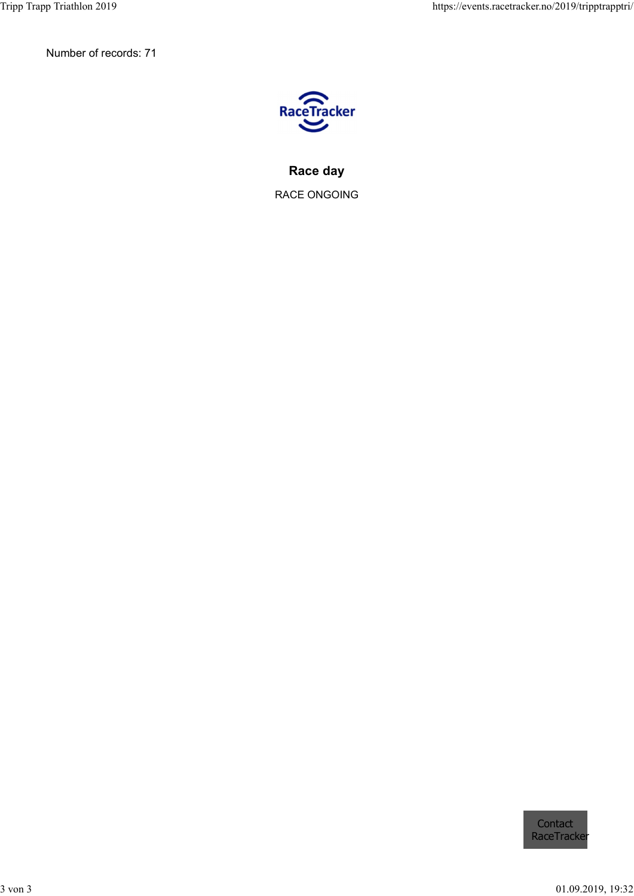Number of records: 71

RaceTracker

**Race day**

RACE ONGOING

Contact RaceTracker